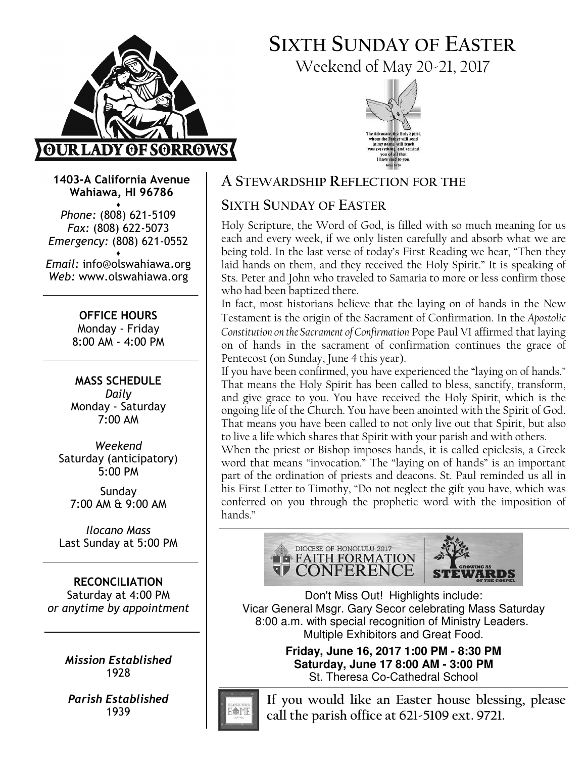# SIXTH SUNDAY OF EASTER

Weekend of May 20-21, 2017

The Advocate, the Holy Spirit, whom the Father will send in my name, will teach you everything, and remind you of all that I have said to you. John 14:26

OUR LADY OF SORROWS

**1403-A California Avenue**
**Wahiawa, HI 96786**

*Phone:* (808) 621-5109
*Fax:* (808) 622-5073
*Emergency:* (808) 621-0552

*Email:* info@olswahiawa.org
*Web:* www.olswahiawa.org

**OFFICE HOURS**
Monday - Friday
8:00 AM - 4:00 PM

**MASS SCHEDULE**

*Daily*
Monday - Saturday
7:00 AM

*Weekend*
Saturday (anticipatory)
5:00 PM

Sunday
7:00 AM & 9:00 AM

*Ilocano Mass*
Last Sunday at 5:00 PM

**RECONCILIATION**
Saturday at 4:00 PM
*or anytime by appointment*

***Mission Established***
1928

***Parish Established***
1939

## A STEWARDSHIP REFLECTION FOR THE SIXTH SUNDAY OF EASTER

Holy Scripture, the Word of God, is filled with so much meaning for us each and every week, if we only listen carefully and absorb what we are being told. In the last verse of today's First Reading we hear, "Then they laid hands on them, and they received the Holy Spirit." It is speaking of Sts. Peter and John who traveled to Samaria to more or less confirm those who had been baptized there.

In fact, most historians believe that the laying on of hands in the New Testament is the origin of the Sacrament of Confirmation. In the *Apostolic Constitution on the Sacrament of Confirmation* Pope Paul VI affirmed that laying on of hands in the sacrament of confirmation continues the grace of Pentecost (on Sunday, June 4 this year).

If you have been confirmed, you have experienced the "laying on of hands." That means the Holy Spirit has been called to bless, sanctify, transform, and give grace to you. You have received the Holy Spirit, which is the ongoing life of the Church. You have been anointed with the Spirit of God. That means you have been called to not only live out that Spirit, but also to live a life which shares that Spirit with your parish and with others.

When the priest or Bishop imposes hands, it is called epiclesis, a Greek word that means "invocation." The "laying on of hands" is an important part of the ordination of priests and deacons. St. Paul reminded us all in his First Letter to Timothy, "Do not neglect the gift you have, which was conferred on you through the prophetic word with the imposition of hands."

DIOCESE OF HONOLULU 2017 FAITH FORMATION CONFERENCE — GROWING AS STEWARDS OF THE GOSPEL

Don't Miss Out! Highlights include:
Vicar General Msgr. Gary Secor celebrating Mass Saturday 8:00 a.m. with special recognition of Ministry Leaders.
Multiple Exhibitors and Great Food.

**Friday, June 16, 2017 1:00 PM - 8:30 PM**
**Saturday, June 17 8:00 AM - 3:00 PM**
St. Theresa Co-Cathedral School

**If you would like an Easter house blessing, please call the parish office at 621-5109 ext. 9721.**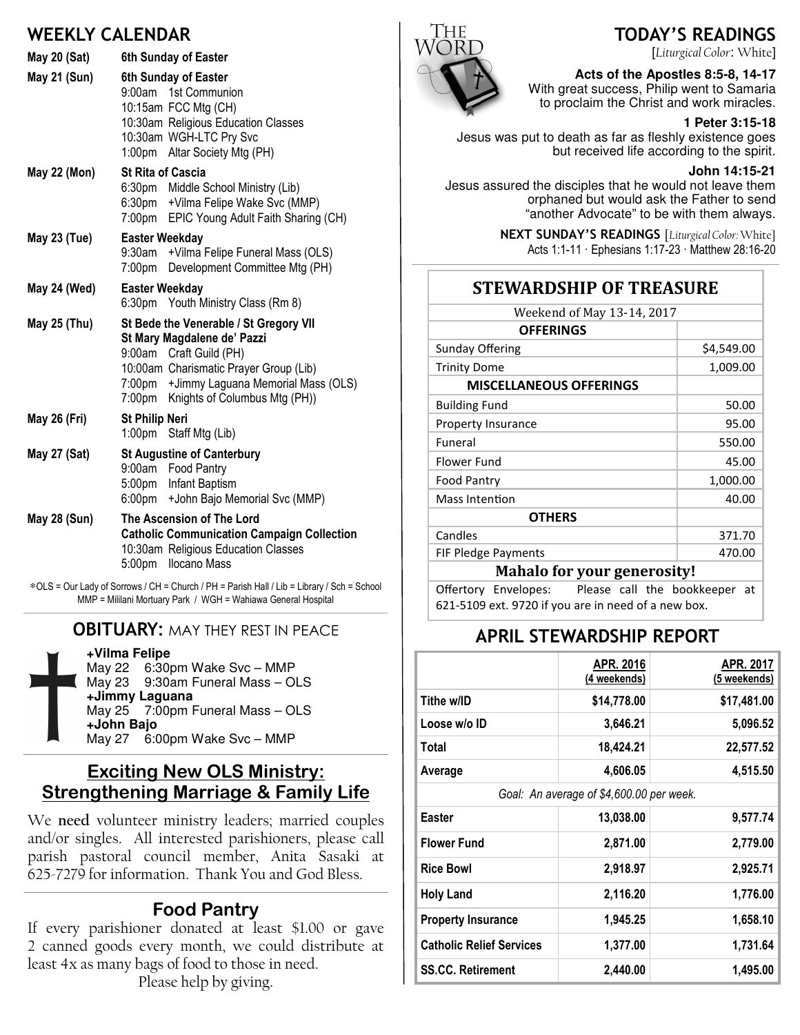## WEEKLY CALENDAR

**May 20 (Sat)** — **6th Sunday of Easter**

**May 21 (Sun)** — **6th Sunday of Easter**
- 9:00am 1st Communion
- 10:15am FCC Mtg (CH)
- 10:30am Religious Education Classes
- 10:30am WGH-LTC Pry Svc
- 1:00pm Altar Society Mtg (PH)

**May 22 (Mon)** — **St Rita of Cascia**
- 6:30pm Middle School Ministry (Lib)
- 6:30pm +Vilma Felipe Wake Svc (MMP)
- 7:00pm EPIC Young Adult Faith Sharing (CH)

**May 23 (Tue)** — **Easter Weekday**
- 9:30am +Vilma Felipe Funeral Mass (OLS)
- 7:00pm Development Committee Mtg (PH)

**May 24 (Wed)** — **Easter Weekday**
- 6:30pm Youth Ministry Class (Rm 8)

**May 25 (Thu)** — **St Bede the Venerable / St Gregory VII**
**St Mary Magdalene de' Pazzi**
- 9:00am Craft Guild (PH)
- 10:00am Charismatic Prayer Group (Lib)
- 7:00pm +Jimmy Laguana Memorial Mass (OLS)
- 7:00pm Knights of Columbus Mtg (PH))

**May 26 (Fri)** — **St Philip Neri**
- 1:00pm Staff Mtg (Lib)

**May 27 (Sat)** — **St Augustine of Canterbury**
- 9:00am Food Pantry
- 5:00pm Infant Baptism
- 6:00pm +John Bajo Memorial Svc (MMP)

**May 28 (Sun)** — **The Ascension of The Lord**
**Catholic Communication Campaign Collection**
- 10:30am Religious Education Classes
- 5:00pm Ilocano Mass

*OLS = Our Lady of Sorrows / CH = Church / PH = Parish Hall / Lib = Library / Sch = School
MMP = Mililani Mortuary Park / WGH = Wahiawa General Hospital

## OBITUARY: MAY THEY REST IN PEACE

**+Vilma Felipe**
May 22 6:30pm Wake Svc – MMP
May 23 9:30am Funeral Mass – OLS

**+Jimmy Laguana**
May 25 7:00pm Funeral Mass – OLS

**+John Bajo**
May 27 6:00pm Wake Svc – MMP

## Exciting New OLS Ministry: Strengthening Marriage & Family Life

We **need** volunteer ministry leaders; married couples and/or singles. All interested parishioners, please call parish pastoral council member, Anita Sasaki at 625-7279 for information. Thank You and God Bless.

## Food Pantry

If every parishioner donated at least $1.00 or gave 2 canned goods every month, we could distribute at least 4x as many bags of food to those in need.
Please help by giving.

## TODAY'S READINGS

[*Liturgical Color*: White]

**Acts of the Apostles 8:5-8, 14-17**
With great success, Philip went to Samaria to proclaim the Christ and work miracles.

**1 Peter 3:15-18**
Jesus was put to death as far as fleshly existence goes but received life according to the spirit.

**John 14:15-21**
Jesus assured the disciples that he would not leave them orphaned but would ask the Father to send "another Advocate" to be with them always.

**NEXT SUNDAY'S READINGS** [*Liturgical Color:* White]
Acts 1:1-11 · Ephesians 1:17-23 · Matthew 28:16-20

## STEWARDSHIP OF TREASURE

| Weekend of May 13-14, 2017 | |
|---|---|
| **OFFERINGS** | |
| Sunday Offering | $4,549.00 |
| Trinity Dome | 1,009.00 |
| **MISCELLANEOUS OFFERINGS** | |
| Building Fund | 50.00 |
| Property Insurance | 95.00 |
| Funeral | 550.00 |
| Flower Fund | 45.00 |
| Food Pantry | 1,000.00 |
| Mass Intention | 40.00 |
| **OTHERS** | |
| Candles | 371.70 |
| FIF Pledge Payments | 470.00 |

**Mahalo for your generosity!**

Offertory Envelopes: Please call the bookkeeper at 621-5109 ext. 9720 if you are in need of a new box.

## APRIL STEWARDSHIP REPORT

| | APR. 2016 (4 weekends) | APR. 2017 (5 weekends) |
|---|---|---|
| **Tithe w/ID** | **$14,778.00** | **$17,481.00** |
| **Loose w/o ID** | **3,646.21** | **5,096.52** |
| **Total** | **18,424.21** | **22,577.52** |
| **Average** | **4,606.05** | **4,515.50** |
| *Goal: An average of $4,600.00 per week.* | | |
| **Easter** | **13,038.00** | **9,577.74** |
| **Flower Fund** | **2,871.00** | **2,779.00** |
| **Rice Bowl** | **2,918.97** | **2,925.71** |
| **Holy Land** | **2,116.20** | **1,776.00** |
| **Property Insurance** | **1,945.25** | **1,658.10** |
| **Catholic Relief Services** | **1,377.00** | **1,731.64** |
| **SS.CC. Retirement** | **2,440.00** | **1,495.00** |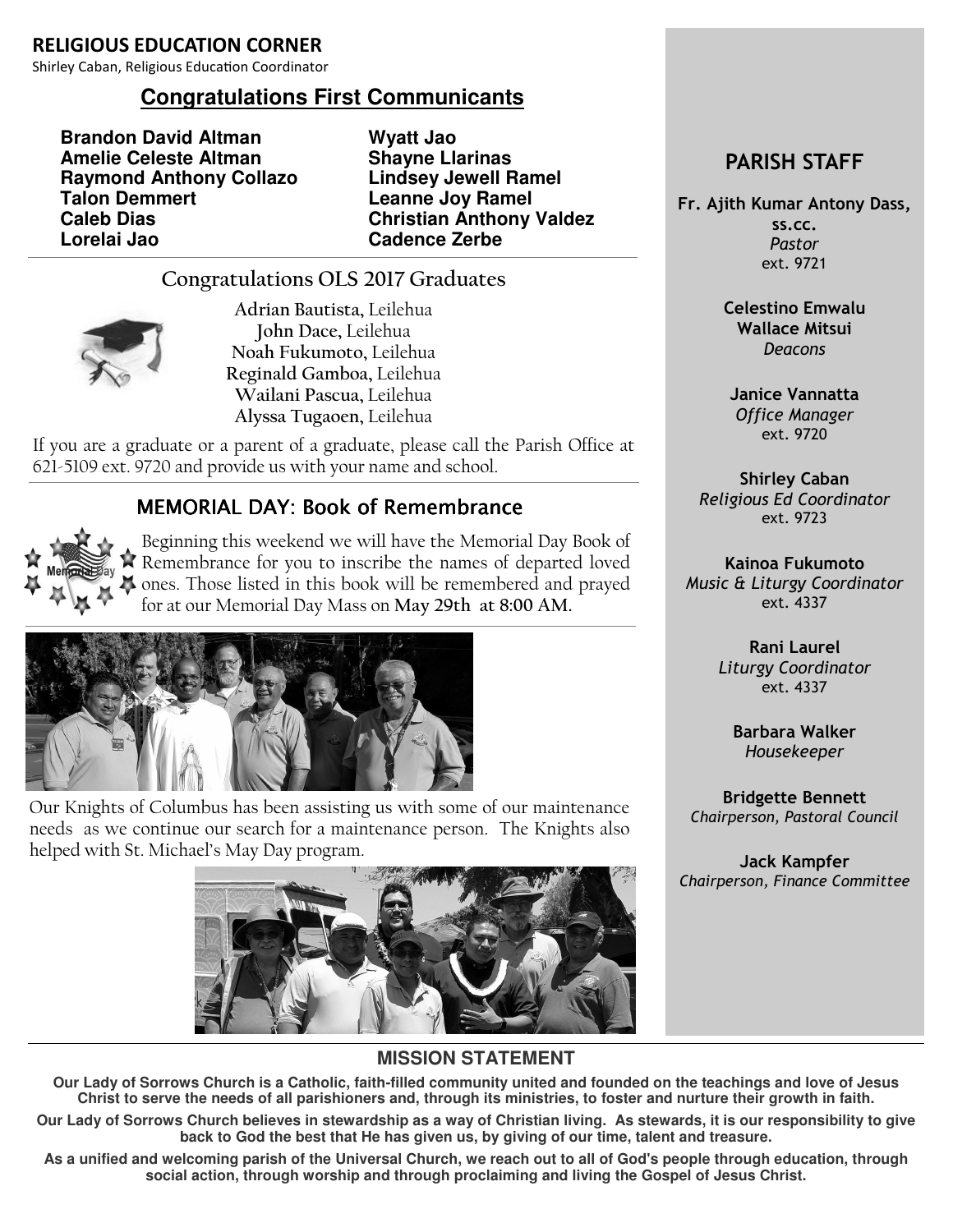## RELIGIOUS EDUCATION CORNER

Shirley Caban, Religious Education Coordinator

### Congratulations First Communicants

**Brandon David Altman**
**Amelie Celeste Altman**
**Raymond Anthony Collazo**
**Talon Demmert**
**Caleb Dias**
**Lorelai Jao**
**Wyatt Jao**
**Shayne Llarinas**
**Lindsey Jewell Ramel**
**Leanne Joy Ramel**
**Christian Anthony Valdez**
**Cadence Zerbe**

### Congratulations OLS 2017 Graduates

**Adrian Bautista,** Leilehua
**John Dace,** Leilehua
**Noah Fukumoto,** Leilehua
**Reginald Gamboa,** Leilehua
**Wailani Pascua,** Leilehua
**Alyssa Tugaoen,** Leilehua

If you are a graduate or a parent of a graduate, please call the Parish Office at 621-5109 ext. 9720 and provide us with your name and school.

### MEMORIAL DAY: Book of Remembrance

Beginning this weekend we will have the Memorial Day Book of Remembrance for you to inscribe the names of departed loved ones. Those listed in this book will be remembered and prayed for at our Memorial Day Mass on **May 29th at 8:00 AM.**

Our Knights of Columbus has been assisting us with some of our maintenance needs as we continue our search for a maintenance person. The Knights also helped with St. Michael's May Day program.

## PARISH STAFF

**Fr. Ajith Kumar Antony Dass, ss.cc.**
*Pastor*
ext. 9721

**Celestino Emwalu**
**Wallace Mitsui**
*Deacons*

**Janice Vannatta**
*Office Manager*
ext. 9720

**Shirley Caban**
*Religious Ed Coordinator*
ext. 9723

**Kainoa Fukumoto**
*Music & Liturgy Coordinator*
ext. 4337

**Rani Laurel**
*Liturgy Coordinator*
ext. 4337

**Barbara Walker**
*Housekeeper*

**Bridgette Bennett**
*Chairperson, Pastoral Council*

**Jack Kampfer**
*Chairperson, Finance Committee*

## MISSION STATEMENT

**Our Lady of Sorrows Church is a Catholic, faith-filled community united and founded on the teachings and love of Jesus Christ to serve the needs of all parishioners and, through its ministries, to foster and nurture their growth in faith.**

**Our Lady of Sorrows Church believes in stewardship as a way of Christian living. As stewards, it is our responsibility to give back to God the best that He has given us, by giving of our time, talent and treasure.**

**As a unified and welcoming parish of the Universal Church, we reach out to all of God's people through education, through social action, through worship and through proclaiming and living the Gospel of Jesus Christ.**